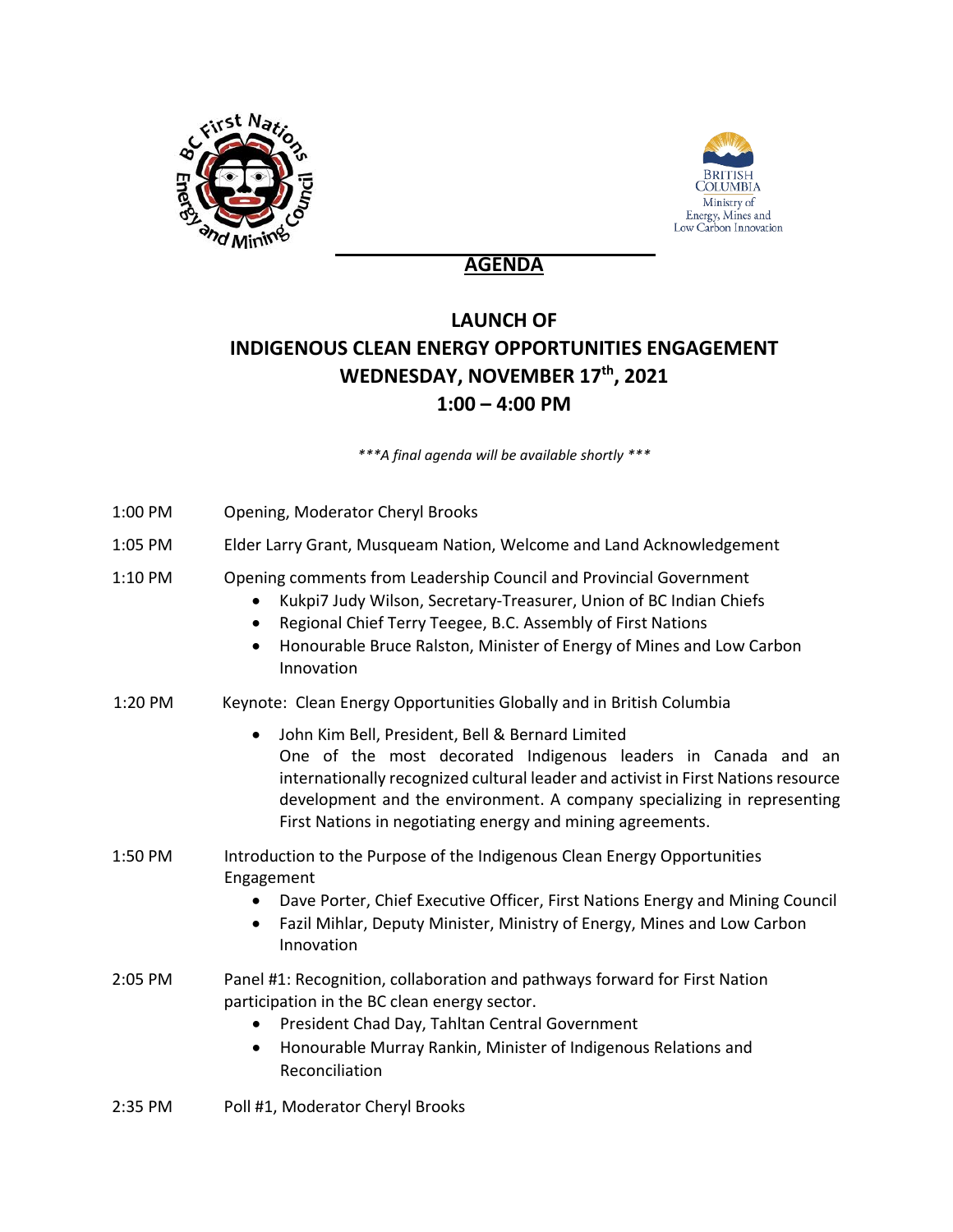# AGENDA

## LAUNCH OF INDIGENOUS CLEAN ENERGY OPPORTUNITIES ENGAGEMENT WEDNESDAY, NOVEMBER 17th, 2021 1:00 – 4:00 PM

*\*\*\*A final agenda will be available shortly \*\*\**

1:00 PM — Opening, Moderator Cheryl Brooks

1:05 PM — Elder Larry Grant, Musqueam Nation, Welcome and Land Acknowledgement

1:10 PM — Opening comments from Leadership Council and Provincial Government

- Kukpi7 Judy Wilson, Secretary-Treasurer, Union of BC Indian Chiefs
- Regional Chief Terry Teegee, B.C. Assembly of First Nations
- Honourable Bruce Ralston, Minister of Energy of Mines and Low Carbon Innovation

1:20 PM — Keynote: Clean Energy Opportunities Globally and in British Columbia

- John Kim Bell, President, Bell & Bernard Limited
  One of the most decorated Indigenous leaders in Canada and an internationally recognized cultural leader and activist in First Nations resource development and the environment. A company specializing in representing First Nations in negotiating energy and mining agreements.

1:50 PM — Introduction to the Purpose of the Indigenous Clean Energy Opportunities Engagement

- Dave Porter, Chief Executive Officer, First Nations Energy and Mining Council
- Fazil Mihlar, Deputy Minister, Ministry of Energy, Mines and Low Carbon Innovation

2:05 PM — Panel #1: Recognition, collaboration and pathways forward for First Nation participation in the BC clean energy sector.

- President Chad Day, Tahltan Central Government
- Honourable Murray Rankin, Minister of Indigenous Relations and Reconciliation

2:35 PM — Poll #1, Moderator Cheryl Brooks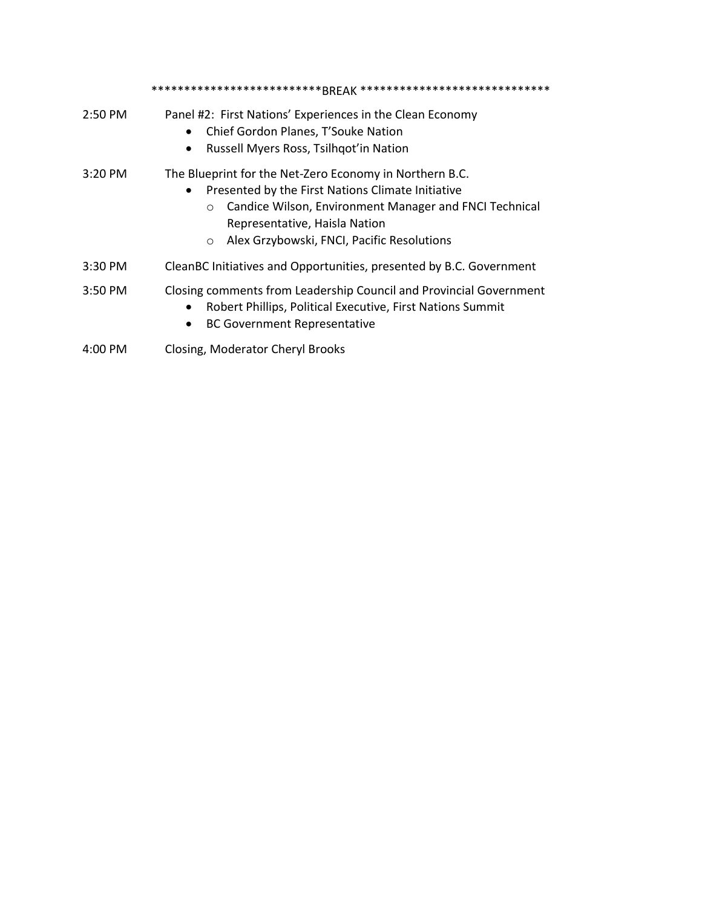*************************BREAK *****************************

2:50 PM Panel #2: First Nations' Experiences in the Clean Economy

- Chief Gordon Planes, T'Souke Nation
- Russell Myers Ross, Tsilhqot'in Nation

3:20 PM The Blueprint for the Net-Zero Economy in Northern B.C.

- Presented by the First Nations Climate Initiative
  - Candice Wilson, Environment Manager and FNCI Technical Representative, Haisla Nation
  - Alex Grzybowski, FNCI, Pacific Resolutions

3:30 PM CleanBC Initiatives and Opportunities, presented by B.C. Government

3:50 PM Closing comments from Leadership Council and Provincial Government

- Robert Phillips, Political Executive, First Nations Summit
- BC Government Representative

4:00 PM Closing, Moderator Cheryl Brooks